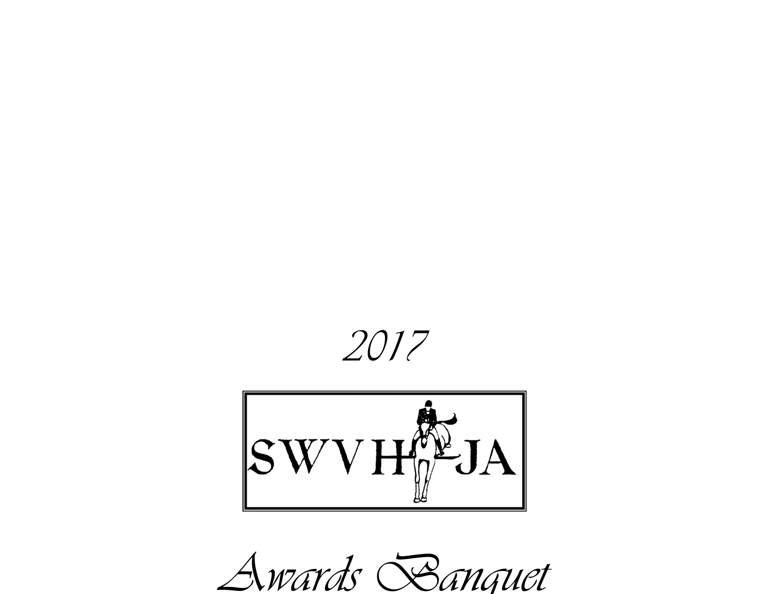2017

SWVHJA

# Awards Banquet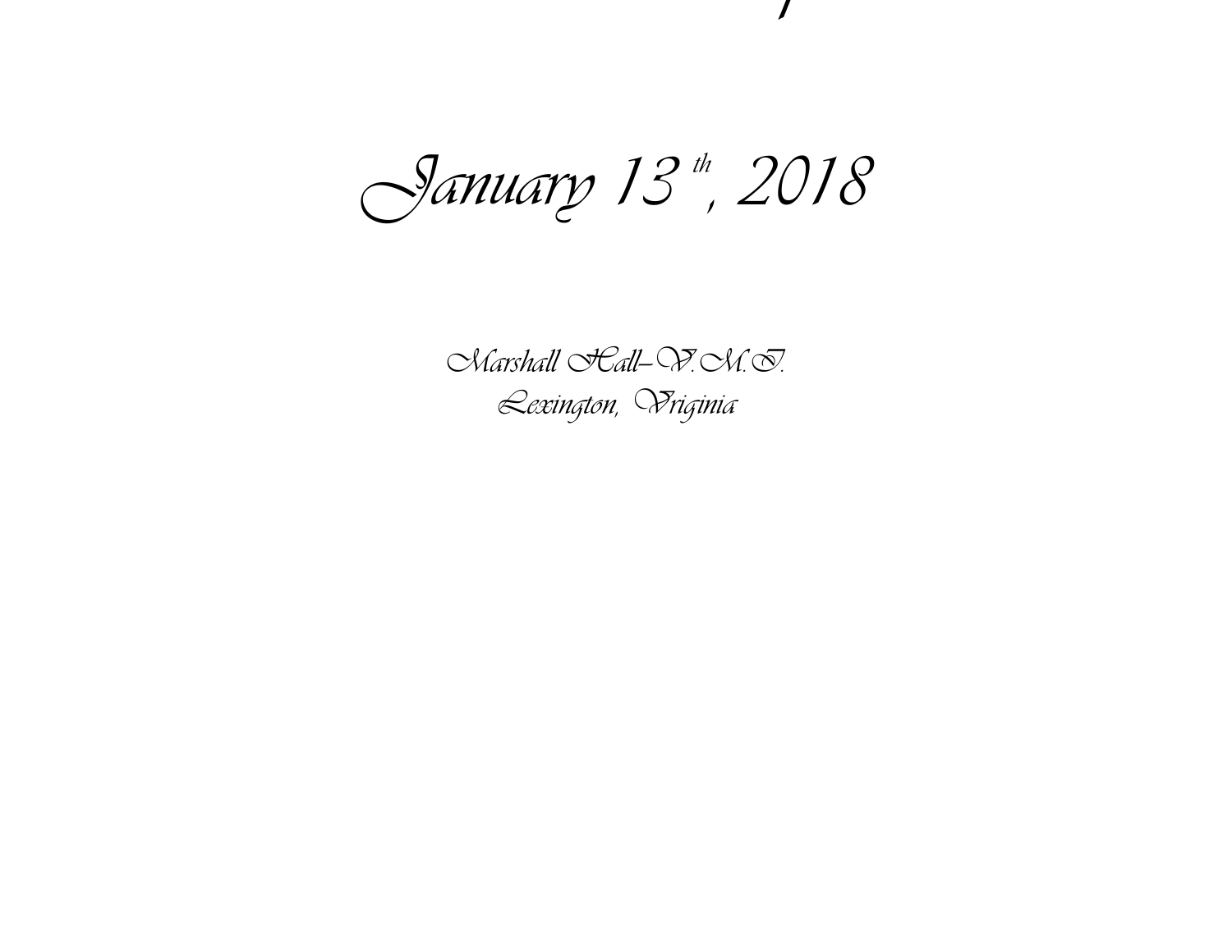*January 13th, 2018*

*Marshall Hall–V.M.I.*
*Lexington, Virginia*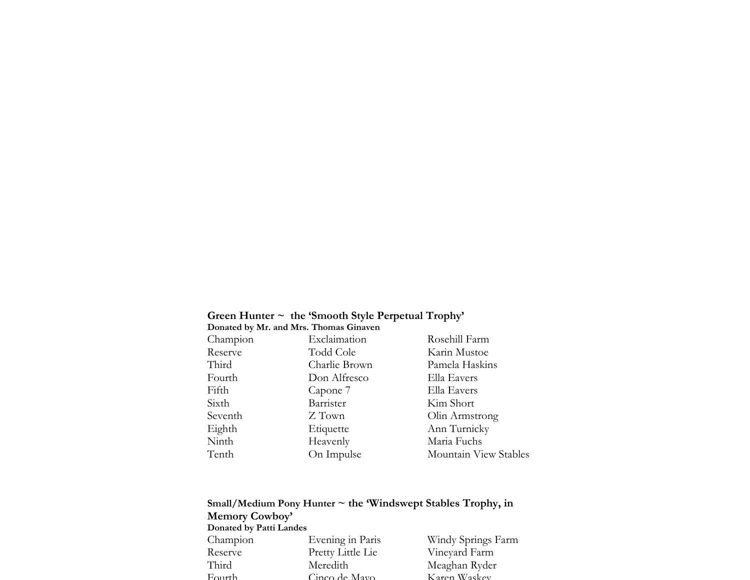**Green Hunter ~ the 'Smooth Style Perpetual Trophy'**
**Donated by Mr. and Mrs. Thomas Ginaven**

| | | |
|---|---|---|
| Champion | Exclaimation | Rosehill Farm |
| Reserve | Todd Cole | Karin Mustoe |
| Third | Charlie Brown | Pamela Haskins |
| Fourth | Don Alfresco | Ella Eavers |
| Fifth | Capone 7 | Ella Eavers |
| Sixth | Barrister | Kim Short |
| Seventh | Z Town | Olin Armstrong |
| Eighth | Etiquette | Ann Turnicky |
| Ninth | Heavenly | Maria Fuchs |
| Tenth | On Impulse | Mountain View Stables |

**Small/Medium Pony Hunter ~ the 'Windswept Stables Trophy, in Memory Cowboy'**
**Donated by Patti Landes**

| | | |
|---|---|---|
| Champion | Evening in Paris | Windy Springs Farm |
| Reserve | Pretty Little Lie | Vineyard Farm |
| Third | Meredith | Meaghan Ryder |
| Fourth | Cinco de Mayo | Karen Waskey |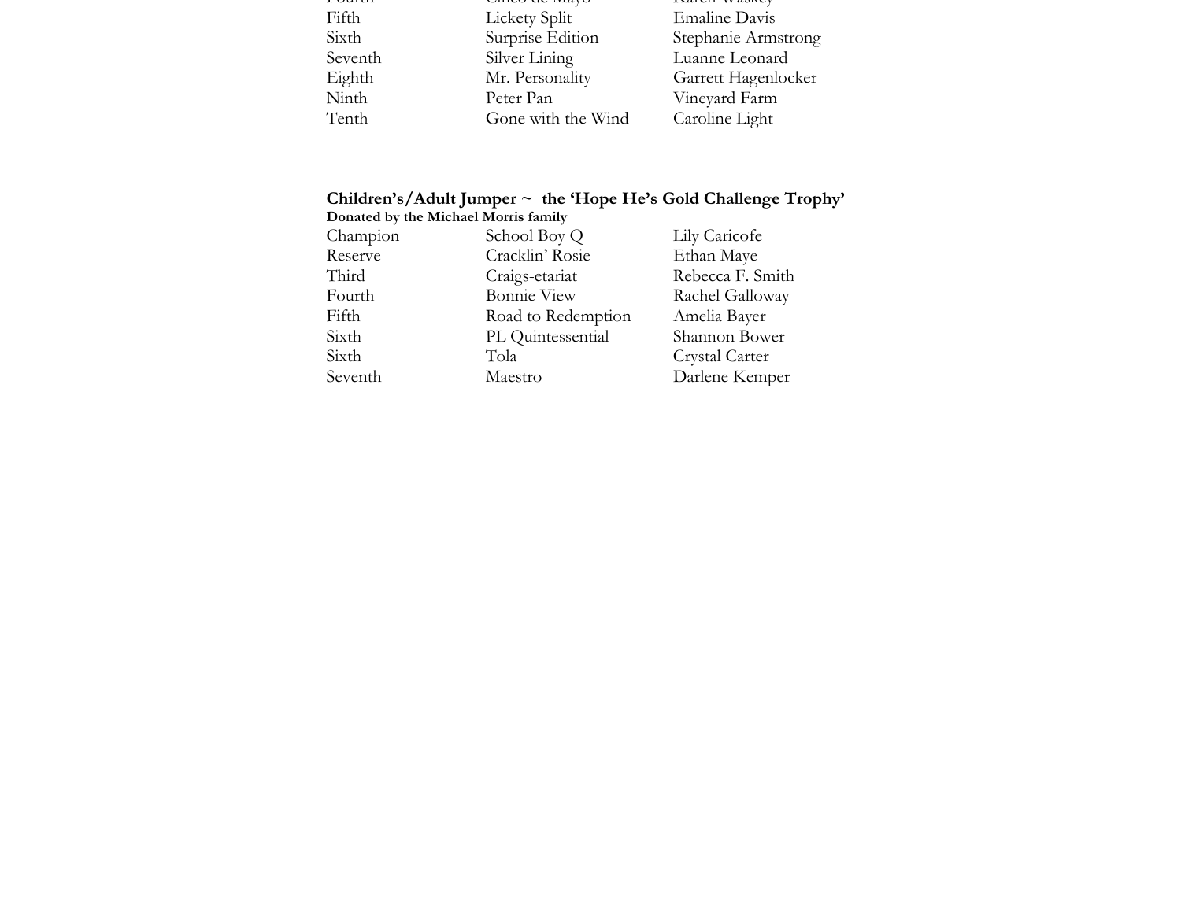| | | |
|---|---|---|
| Fifth | Lickety Split | Emaline Davis |
| Sixth | Surprise Edition | Stephanie Armstrong |
| Seventh | Silver Lining | Luanne Leonard |
| Eighth | Mr. Personality | Garrett Hagenlocker |
| Ninth | Peter Pan | Vineyard Farm |
| Tenth | Gone with the Wind | Caroline Light |

**Children's/Adult Jumper ~ the 'Hope He's Gold Challenge Trophy'**
**Donated by the Michael Morris family**

| | | |
|---|---|---|
| Champion | School Boy Q | Lily Caricofe |
| Reserve | Cracklin' Rosie | Ethan Maye |
| Third | Craigs-etariat | Rebecca F. Smith |
| Fourth | Bonnie View | Rachel Galloway |
| Fifth | Road to Redemption | Amelia Bayer |
| Sixth | PL Quintessential | Shannon Bower |
| Sixth | Tola | Crystal Carter |
| Seventh | Maestro | Darlene Kemper |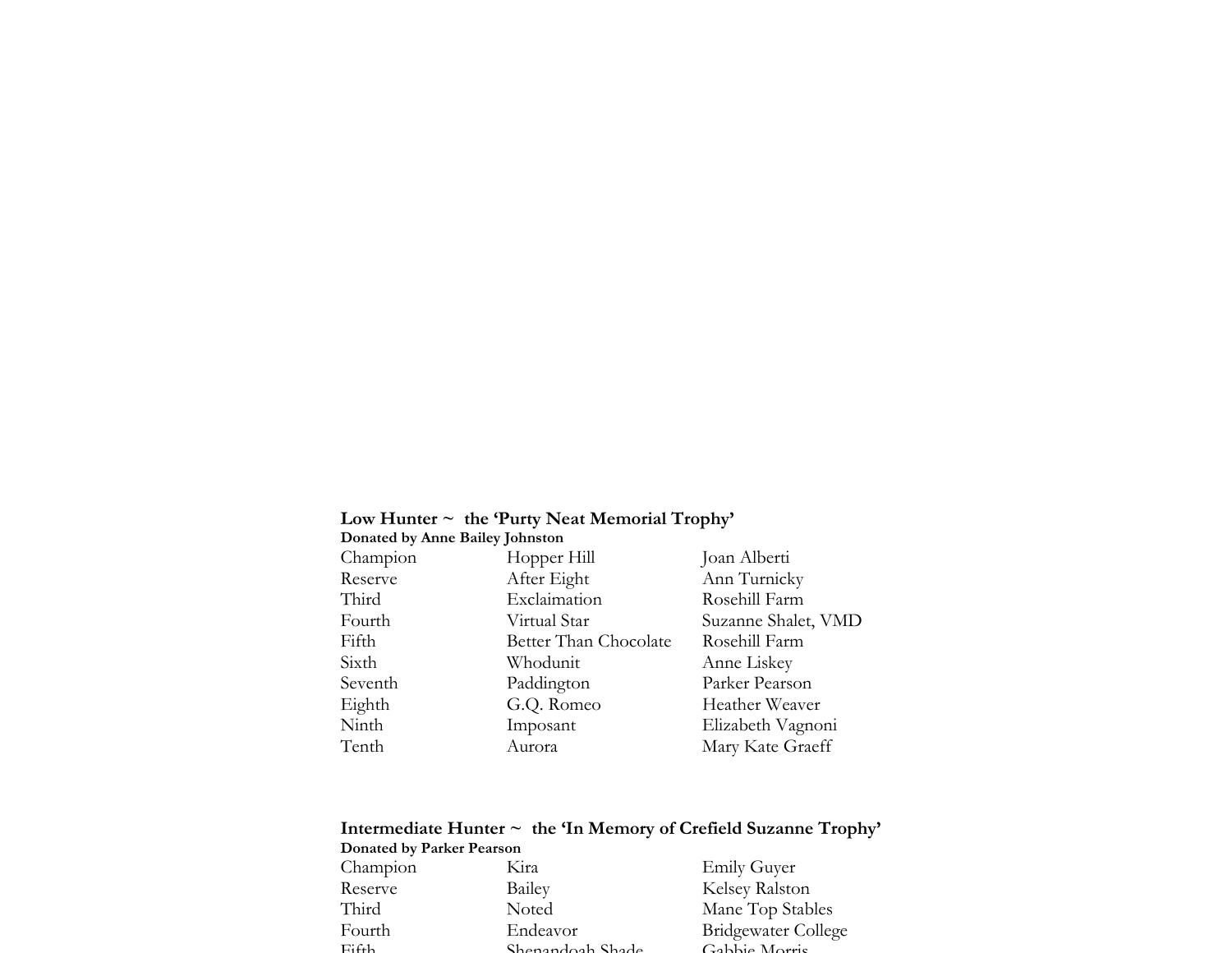**Low Hunter ~ the 'Purty Neat Memorial Trophy'**
**Donated by Anne Bailey Johnston**

| | | |
|---|---|---|
| Champion | Hopper Hill | Joan Alberti |
| Reserve | After Eight | Ann Turnicky |
| Third | Exclaimation | Rosehill Farm |
| Fourth | Virtual Star | Suzanne Shalet, VMD |
| Fifth | Better Than Chocolate | Rosehill Farm |
| Sixth | Whodunit | Anne Liskey |
| Seventh | Paddington | Parker Pearson |
| Eighth | G.Q. Romeo | Heather Weaver |
| Ninth | Imposant | Elizabeth Vagnoni |
| Tenth | Aurora | Mary Kate Graeff |

**Intermediate Hunter ~ the 'In Memory of Crefield Suzanne Trophy'**
**Donated by Parker Pearson**

| | | |
|---|---|---|
| Champion | Kira | Emily Guyer |
| Reserve | Bailey | Kelsey Ralston |
| Third | Noted | Mane Top Stables |
| Fourth | Endeavor | Bridgewater College |
| Fifth | Shenandoah Shade | Gabbie Morris |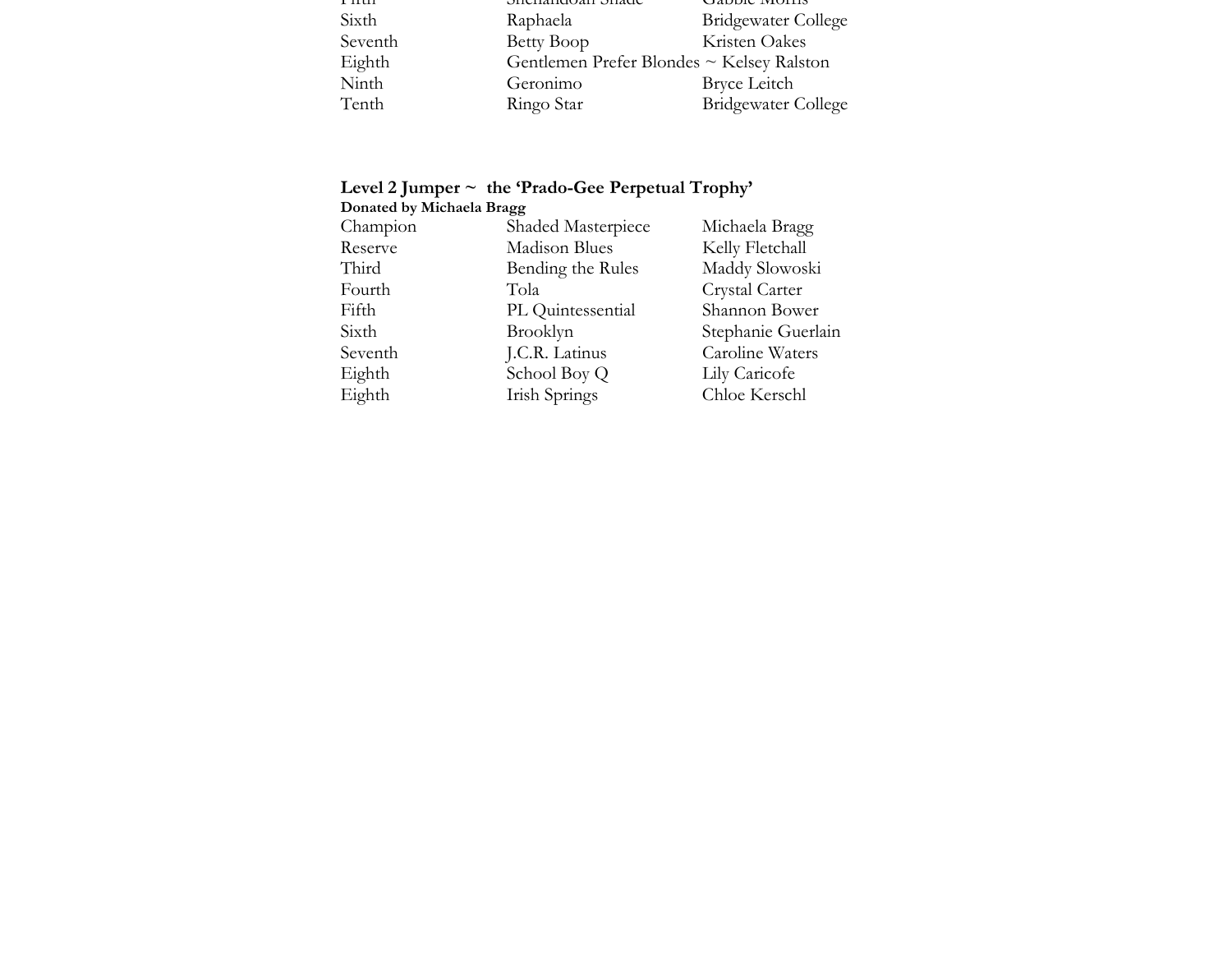| | | |
|---|---|---|
| Fifth | Shenandoah Shade | Gabbie Morris |
| Sixth | Raphaela | Bridgewater College |
| Seventh | Betty Boop | Kristen Oakes |
| Eighth | Gentlemen Prefer Blondes | ~ Kelsey Ralston |
| Ninth | Geronimo | Bryce Leitch |
| Tenth | Ringo Star | Bridgewater College |

**Level 2 Jumper ~ the 'Prado-Gee Perpetual Trophy'**
**Donated by Michaela Bragg**

| | | |
|---|---|---|
| Champion | Shaded Masterpiece | Michaela Bragg |
| Reserve | Madison Blues | Kelly Fletchall |
| Third | Bending the Rules | Maddy Slowoski |
| Fourth | Tola | Crystal Carter |
| Fifth | PL Quintessential | Shannon Bower |
| Sixth | Brooklyn | Stephanie Guerlain |
| Seventh | J.C.R. Latinus | Caroline Waters |
| Eighth | School Boy Q | Lily Caricofe |
| Eighth | Irish Springs | Chloe Kerschl |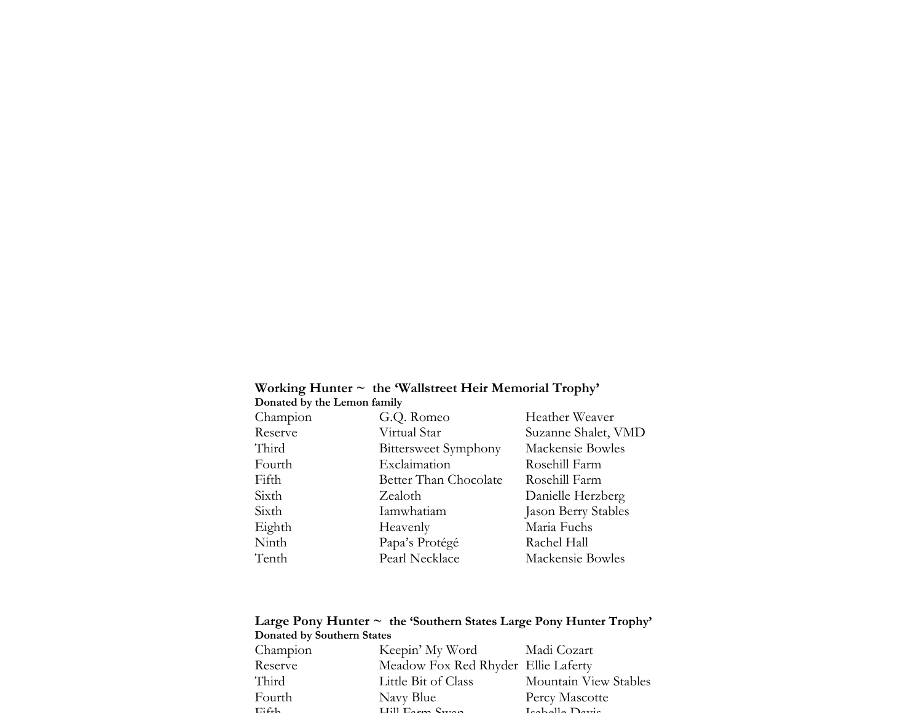**Working Hunter ~ the 'Wallstreet Heir Memorial Trophy'**
**Donated by the Lemon family**

| | | |
|---|---|---|
| Champion | G.Q. Romeo | Heather Weaver |
| Reserve | Virtual Star | Suzanne Shalet, VMD |
| Third | Bittersweet Symphony | Mackensie Bowles |
| Fourth | Exclaimation | Rosehill Farm |
| Fifth | Better Than Chocolate | Rosehill Farm |
| Sixth | Zealoth | Danielle Herzberg |
| Sixth | Iamwhatiam | Jason Berry Stables |
| Eighth | Heavenly | Maria Fuchs |
| Ninth | Papa's Protégé | Rachel Hall |
| Tenth | Pearl Necklace | Mackensie Bowles |

**Large Pony Hunter ~ the 'Southern States Large Pony Hunter Trophy'**
**Donated by Southern States**

| | | |
|---|---|---|
| Champion | Keepin' My Word | Madi Cozart |
| Reserve | Meadow Fox Red Rhyder | Ellie Laferty |
| Third | Little Bit of Class | Mountain View Stables |
| Fourth | Navy Blue | Percy Mascotte |
| Fifth | Hill Farm Swan | Isabelle Davis |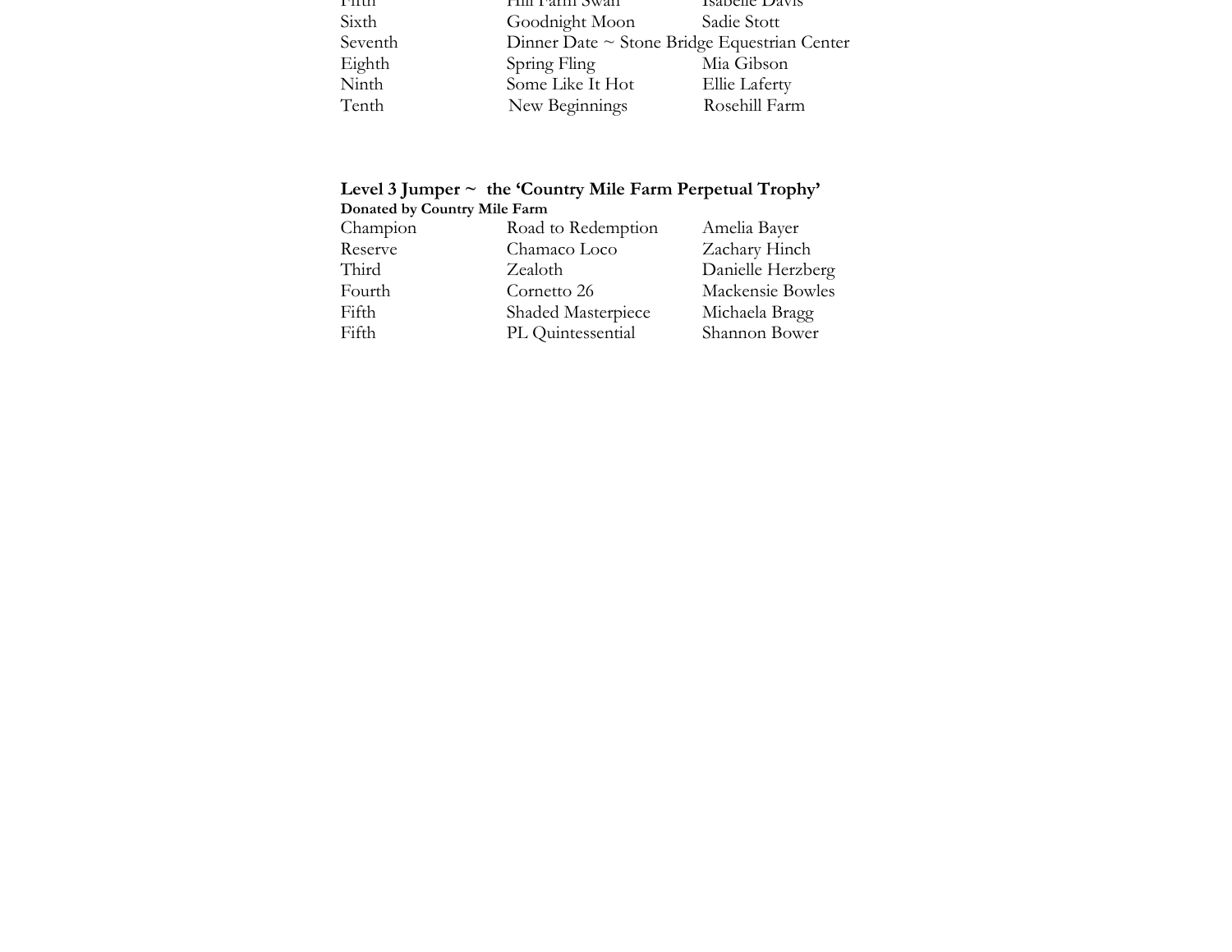| | | |
|---|---|---|
| Fifth | Hill Farm Swan | Isabelle Davis |
| Sixth | Goodnight Moon | Sadie Stott |
| Seventh | Dinner Date ~ Stone Bridge Equestrian Center | |
| Eighth | Spring Fling | Mia Gibson |
| Ninth | Some Like It Hot | Ellie Laferty |
| Tenth | New Beginnings | Rosehill Farm |

**Level 3 Jumper ~ the 'Country Mile Farm Perpetual Trophy'**
**Donated by Country Mile Farm**

| | | |
|---|---|---|
| Champion | Road to Redemption | Amelia Bayer |
| Reserve | Chamaco Loco | Zachary Hinch |
| Third | Zealoth | Danielle Herzberg |
| Fourth | Cornetto 26 | Mackensie Bowles |
| Fifth | Shaded Masterpiece | Michaela Bragg |
| Fifth | PL Quintessential | Shannon Bower |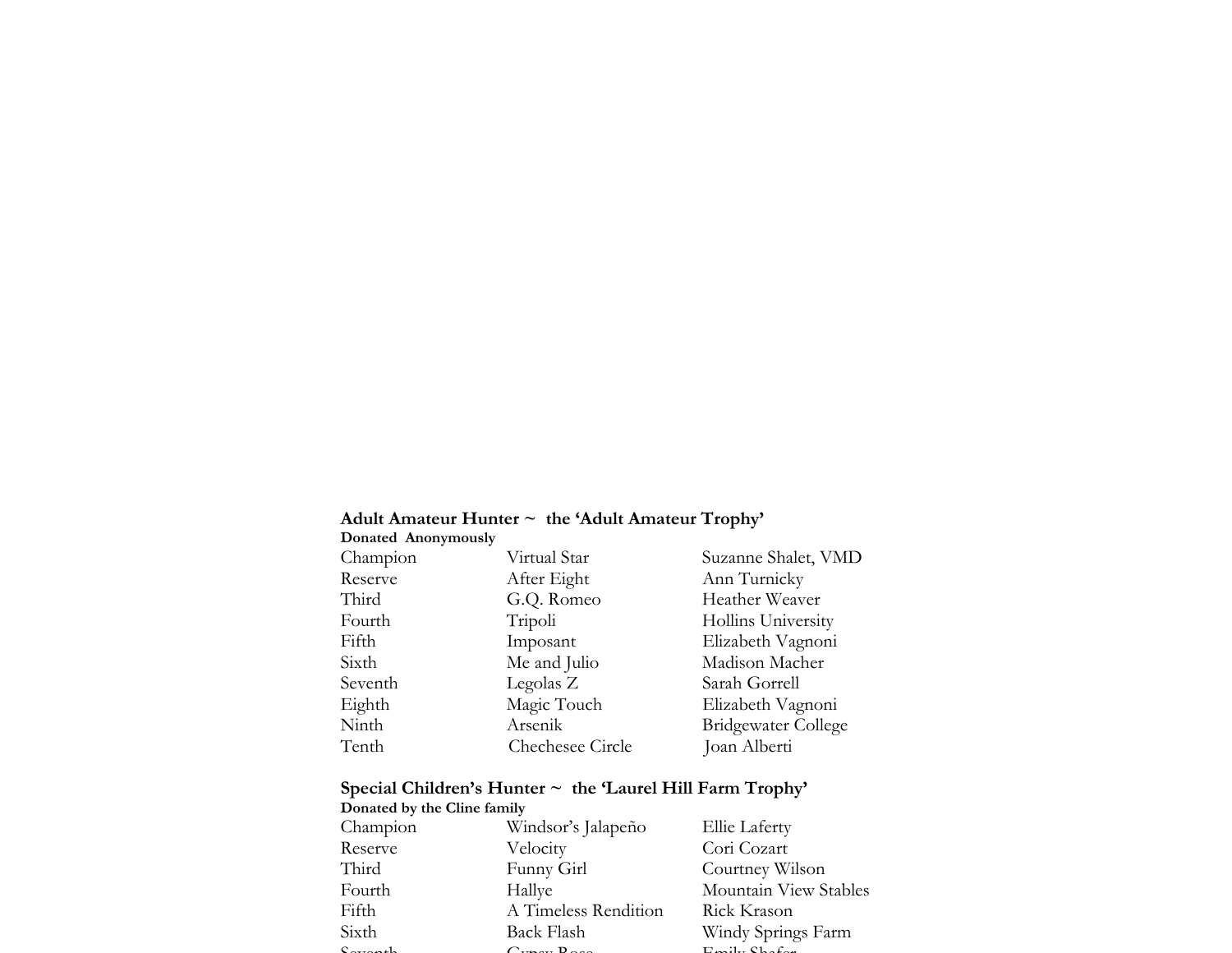**Adult Amateur Hunter ~ the 'Adult Amateur Trophy'**
**Donated Anonymously**

| | | |
|---|---|---|
| Champion | Virtual Star | Suzanne Shalet, VMD |
| Reserve | After Eight | Ann Turnicky |
| Third | G.Q. Romeo | Heather Weaver |
| Fourth | Tripoli | Hollins University |
| Fifth | Imposant | Elizabeth Vagnoni |
| Sixth | Me and Julio | Madison Macher |
| Seventh | Legolas Z | Sarah Gorrell |
| Eighth | Magic Touch | Elizabeth Vagnoni |
| Ninth | Arsenik | Bridgewater College |
| Tenth | Chechesee Circle | Joan Alberti |

**Special Children's Hunter ~ the 'Laurel Hill Farm Trophy'**
**Donated by the Cline family**

| | | |
|---|---|---|
| Champion | Windsor's Jalapeño | Ellie Laferty |
| Reserve | Velocity | Cori Cozart |
| Third | Funny Girl | Courtney Wilson |
| Fourth | Hallye | Mountain View Stables |
| Fifth | A Timeless Rendition | Rick Krason |
| Sixth | Back Flash | Windy Springs Farm |
| Seventh | Gypsy Rose | Emily Shafer |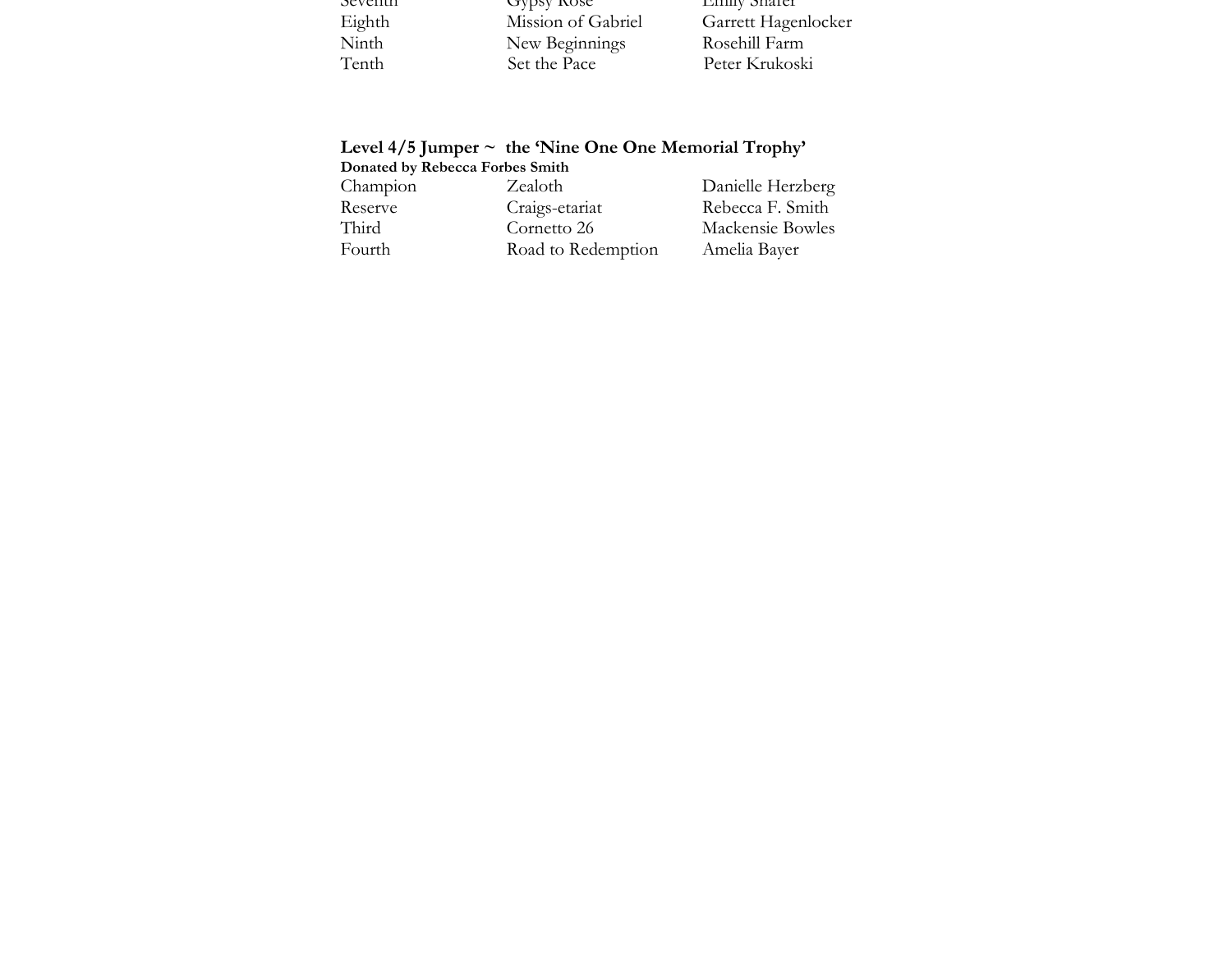| | | |
|---|---|---|
| Seventh | Gypsy Rose | Emily Shafer |
| Eighth | Mission of Gabriel | Garrett Hagenlocker |
| Ninth | New Beginnings | Rosehill Farm |
| Tenth | Set the Pace | Peter Krukoski |

**Level 4/5 Jumper ~ the 'Nine One One Memorial Trophy'**
**Donated by Rebecca Forbes Smith**

| | | |
|---|---|---|
| Champion | Zealoth | Danielle Herzberg |
| Reserve | Craigs-etariat | Rebecca F. Smith |
| Third | Cornetto 26 | Mackensie Bowles |
| Fourth | Road to Redemption | Amelia Bayer |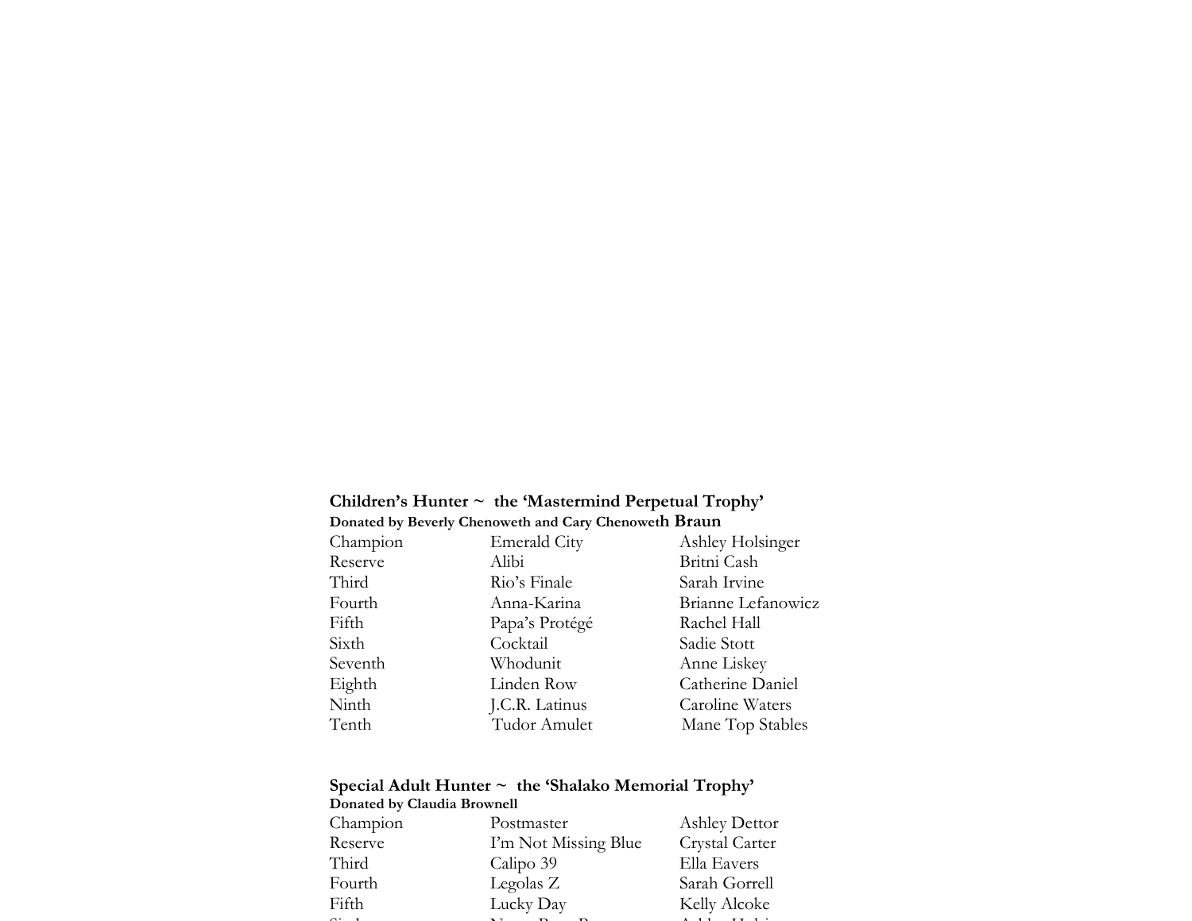**Children's Hunter ~ the 'Mastermind Perpetual Trophy'**
**Donated by Beverly Chenoweth and Cary Chenoweth Braun**

| | | |
|---|---|---|
| Champion | Emerald City | Ashley Holsinger |
| Reserve | Alibi | Britni Cash |
| Third | Rio's Finale | Sarah Irvine |
| Fourth | Anna-Karina | Brianne Lefanowicz |
| Fifth | Papa's Protégé | Rachel Hall |
| Sixth | Cocktail | Sadie Stott |
| Seventh | Whodunit | Anne Liskey |
| Eighth | Linden Row | Catherine Daniel |
| Ninth | J.C.R. Latinus | Caroline Waters |
| Tenth | Tudor Amulet | Mane Top Stables |

**Special Adult Hunter ~ the 'Shalako Memorial Trophy'**
**Donated by Claudia Brownell**

| | | |
|---|---|---|
| Champion | Postmaster | Ashley Dettor |
| Reserve | I'm Not Missing Blue | Crystal Carter |
| Third | Calipo 39 | Ella Eavers |
| Fourth | Legolas Z | Sarah Gorrell |
| Fifth | Lucky Day | Kelly Alcoke |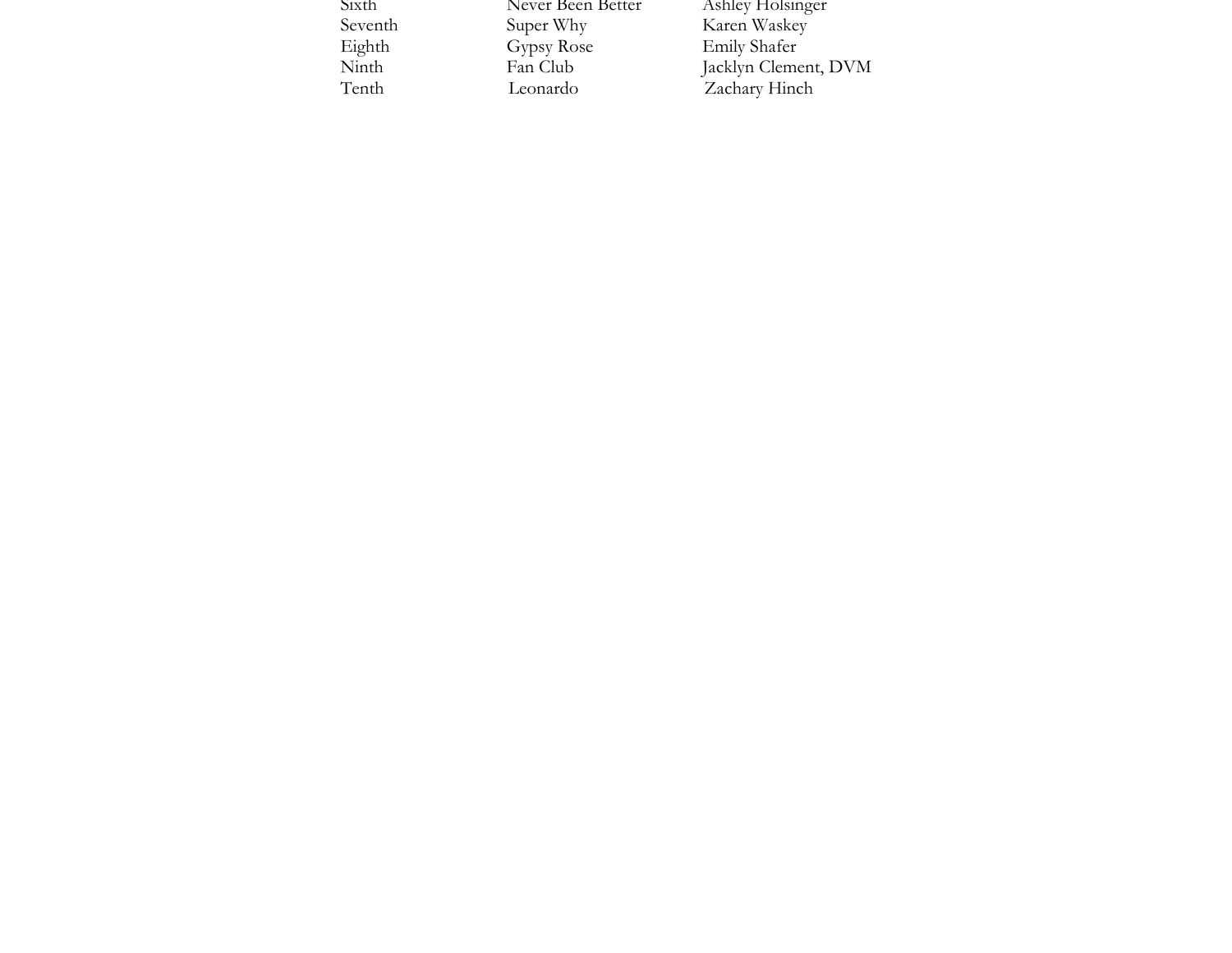| | | |
|---|---|---|
| Sixth | Never Been Better | Ashley Holsinger |
| Seventh | Super Why | Karen Waskey |
| Eighth | Gypsy Rose | Emily Shafer |
| Ninth | Fan Club | Jacklyn Clement, DVM |
| Tenth | Leonardo | Zachary Hinch |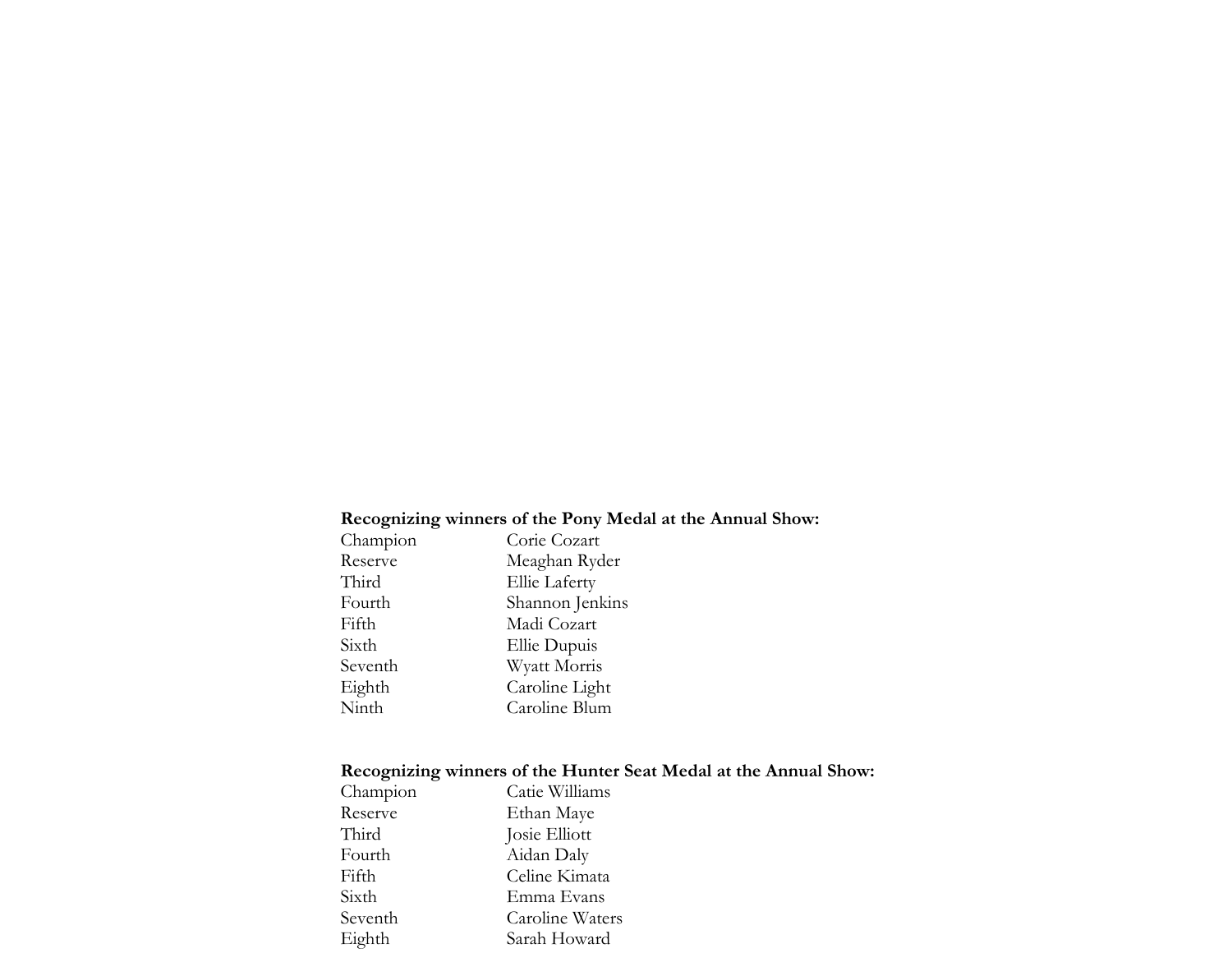**Recognizing winners of the Pony Medal at the Annual Show:**

| | |
|---|---|
| Champion | Corie Cozart |
| Reserve | Meaghan Ryder |
| Third | Ellie Laferty |
| Fourth | Shannon Jenkins |
| Fifth | Madi Cozart |
| Sixth | Ellie Dupuis |
| Seventh | Wyatt Morris |
| Eighth | Caroline Light |
| Ninth | Caroline Blum |

**Recognizing winners of the Hunter Seat Medal at the Annual Show:**

| | |
|---|---|
| Champion | Catie Williams |
| Reserve | Ethan Maye |
| Third | Josie Elliott |
| Fourth | Aidan Daly |
| Fifth | Celine Kimata |
| Sixth | Emma Evans |
| Seventh | Caroline Waters |
| Eighth | Sarah Howard |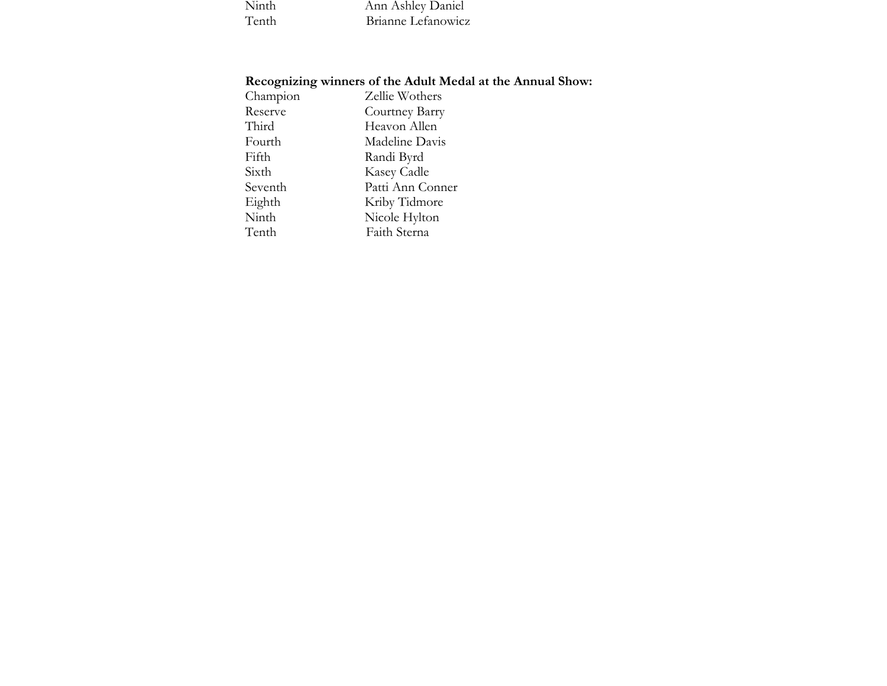| | |
|---|---|
| Ninth | Ann Ashley Daniel |
| Tenth | Brianne Lefanowicz |

**Recognizing winners of the Adult Medal at the Annual Show:**

| | |
|---|---|
| Champion | Zellie Wothers |
| Reserve | Courtney Barry |
| Third | Heavon Allen |
| Fourth | Madeline Davis |
| Fifth | Randi Byrd |
| Sixth | Kasey Cadle |
| Seventh | Patti Ann Conner |
| Eighth | Kriby Tidmore |
| Ninth | Nicole Hylton |
| Tenth | Faith Sterna |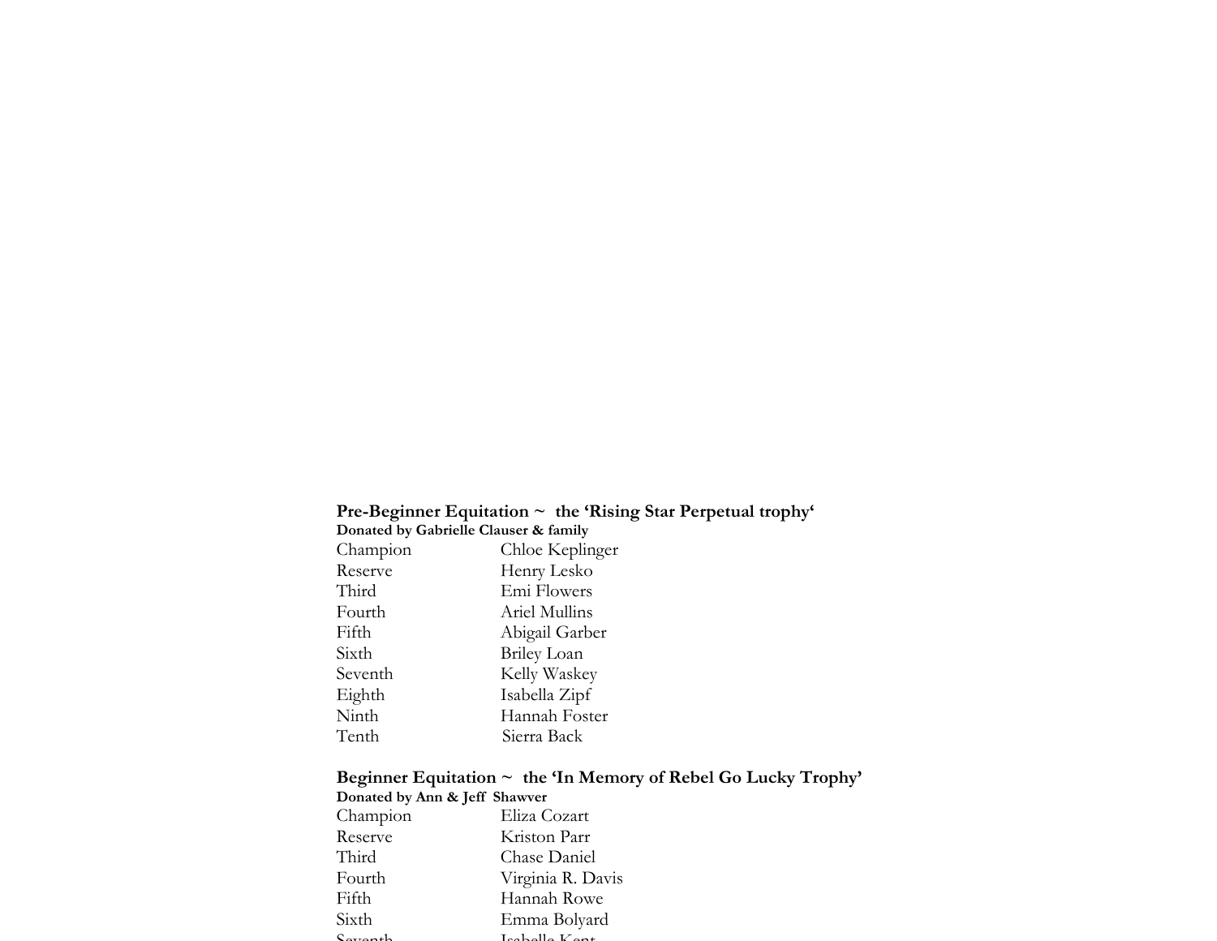**Pre-Beginner Equitation ~ the 'Rising Star Perpetual trophy'**
**Donated by Gabrielle Clauser & family**

| | |
|---|---|
| Champion | Chloe Keplinger |
| Reserve | Henry Lesko |
| Third | Emi Flowers |
| Fourth | Ariel Mullins |
| Fifth | Abigail Garber |
| Sixth | Briley Loan |
| Seventh | Kelly Waskey |
| Eighth | Isabella Zipf |
| Ninth | Hannah Foster |
| Tenth | Sierra Back |

**Beginner Equitation ~ the 'In Memory of Rebel Go Lucky Trophy'**
**Donated by Ann & Jeff Shawver**

| | |
|---|---|
| Champion | Eliza Cozart |
| Reserve | Kriston Parr |
| Third | Chase Daniel |
| Fourth | Virginia R. Davis |
| Fifth | Hannah Rowe |
| Sixth | Emma Bolyard |
| Seventh | Isabelle Kent |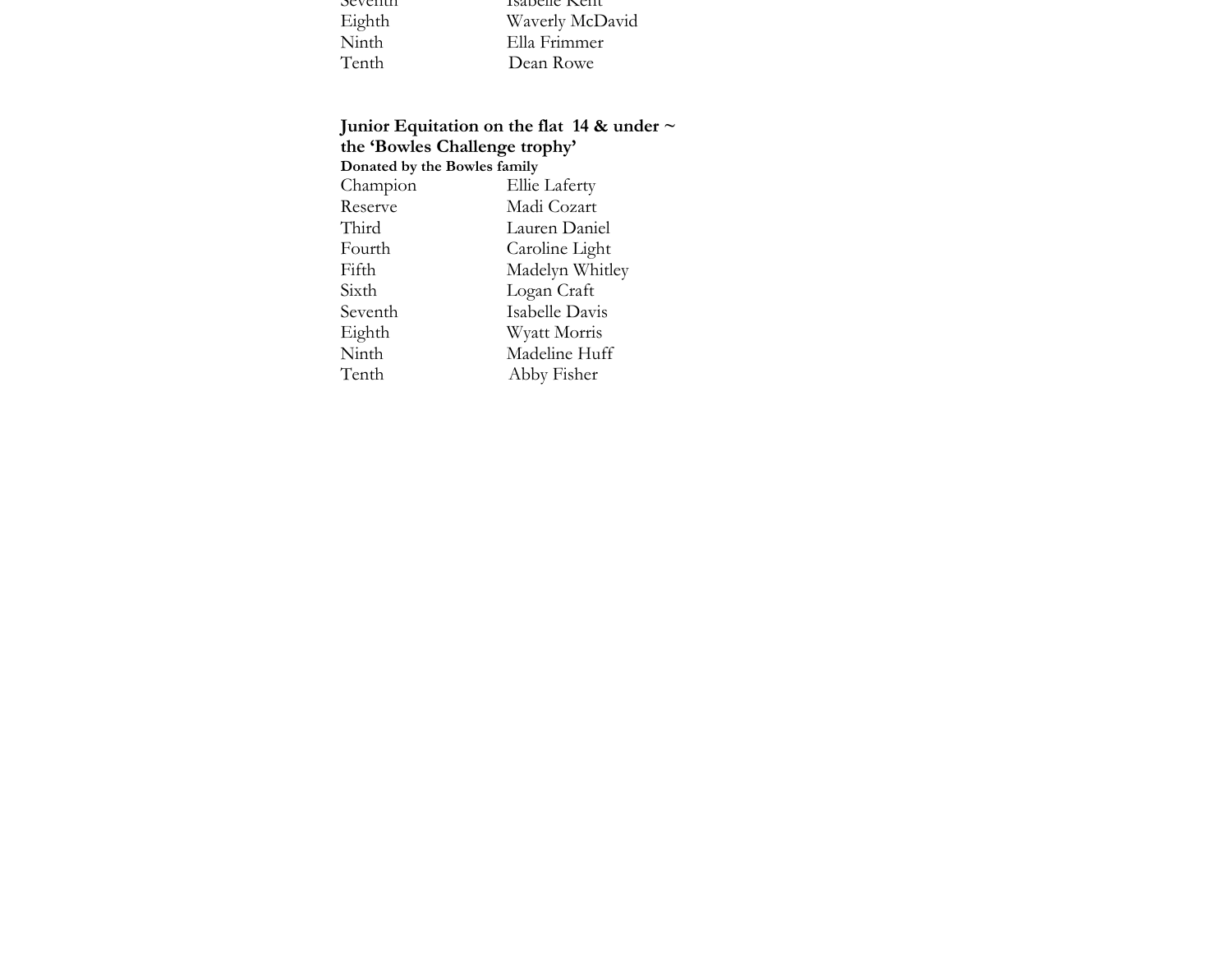| | |
|---|---|
| Seventh | Isabelle Kent |
| Eighth | Waverly McDavid |
| Ninth | Ella Frimmer |
| Tenth | Dean Rowe |

**Junior Equitation on the flat 14 & under ~ the 'Bowles Challenge trophy'**
**Donated by the Bowles family**

| | |
|---|---|
| Champion | Ellie Laferty |
| Reserve | Madi Cozart |
| Third | Lauren Daniel |
| Fourth | Caroline Light |
| Fifth | Madelyn Whitley |
| Sixth | Logan Craft |
| Seventh | Isabelle Davis |
| Eighth | Wyatt Morris |
| Ninth | Madeline Huff |
| Tenth | Abby Fisher |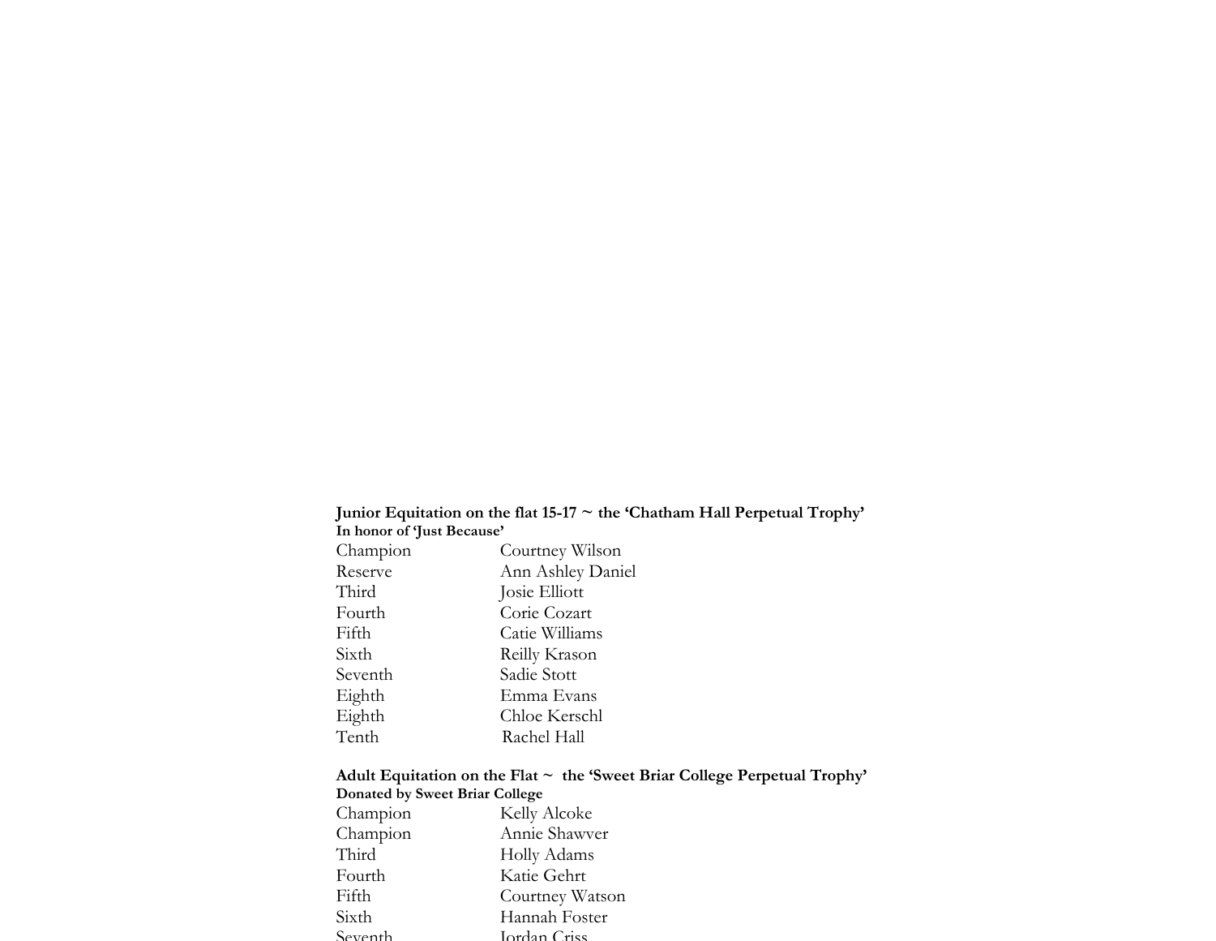**Junior Equitation on the flat 15-17 ~ the 'Chatham Hall Perpetual Trophy'**
**In honor of 'Just Because'**

| | |
|---|---|
| Champion | Courtney Wilson |
| Reserve | Ann Ashley Daniel |
| Third | Josie Elliott |
| Fourth | Corie Cozart |
| Fifth | Catie Williams |
| Sixth | Reilly Krason |
| Seventh | Sadie Stott |
| Eighth | Emma Evans |
| Eighth | Chloe Kerschl |
| Tenth | Rachel Hall |

**Adult Equitation on the Flat ~ the 'Sweet Briar College Perpetual Trophy'**
**Donated by Sweet Briar College**

| | |
|---|---|
| Champion | Kelly Alcoke |
| Champion | Annie Shawver |
| Third | Holly Adams |
| Fourth | Katie Gehrt |
| Fifth | Courtney Watson |
| Sixth | Hannah Foster |
| Seventh | Jordan Criss |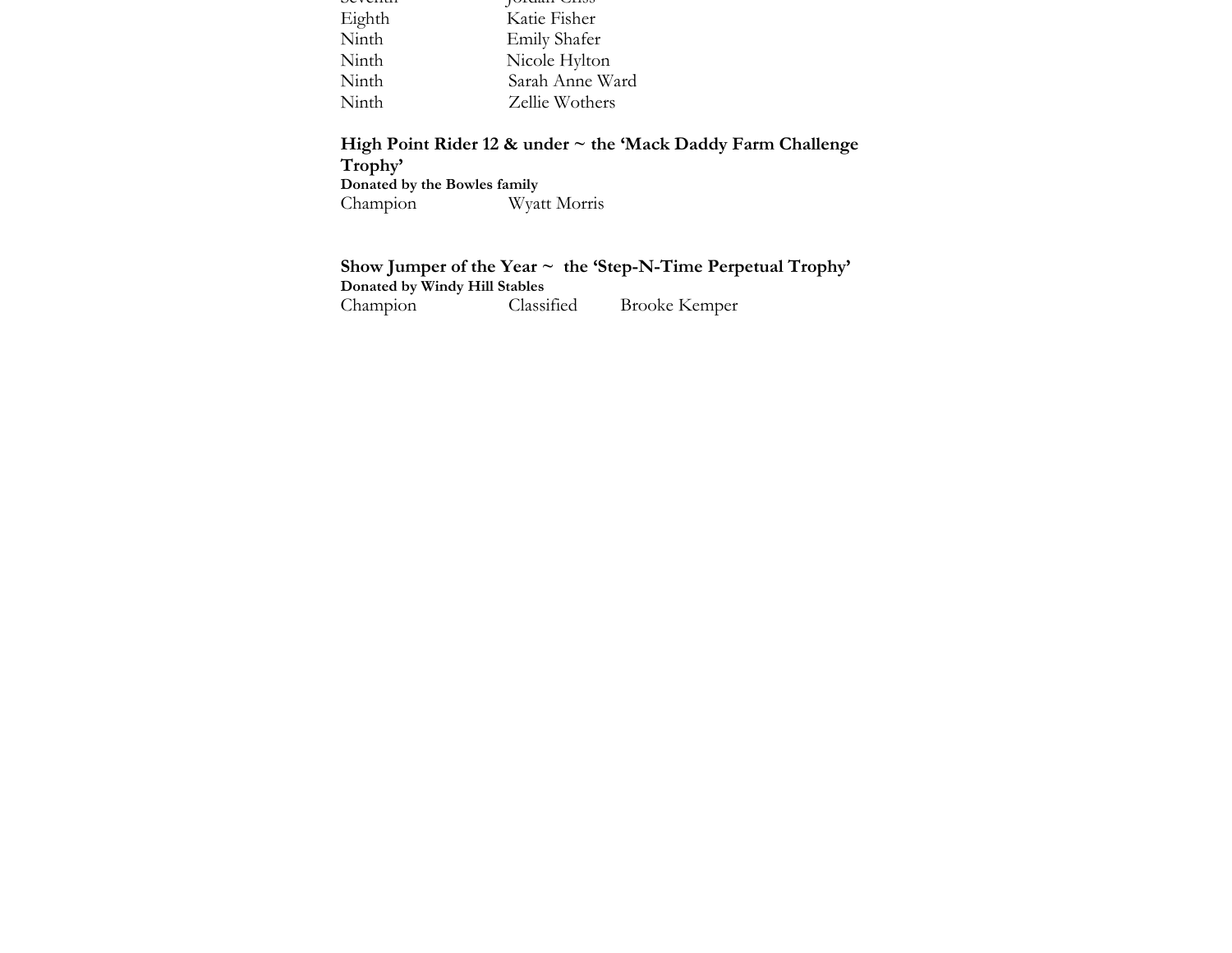| | |
|---|---|
| Seventh | Jordan Criss |
| Eighth | Katie Fisher |
| Ninth | Emily Shafer |
| Ninth | Nicole Hylton |
| Ninth | Sarah Anne Ward |
| Ninth | Zellie Wothers |

**High Point Rider 12 & under ~ the 'Mack Daddy Farm Challenge Trophy'**
**Donated by the Bowles family**

| | |
|---|---|
| Champion | Wyatt Morris |

**Show Jumper of the Year ~ the 'Step-N-Time Perpetual Trophy'**
**Donated by Windy Hill Stables**

| | | |
|---|---|---|
| Champion | Classified | Brooke Kemper |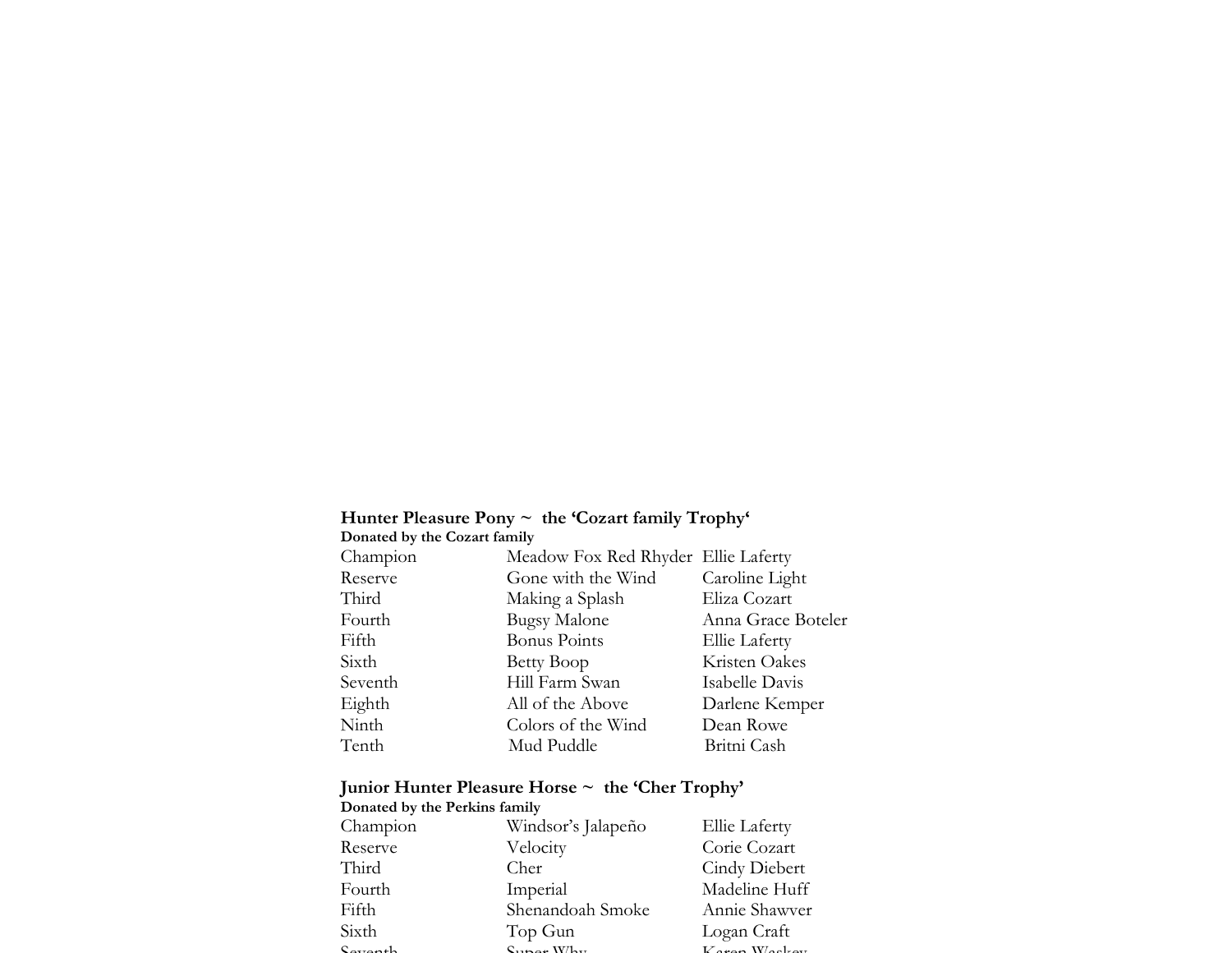**Hunter Pleasure Pony ~ the 'Cozart family Trophy'**

**Donated by the Cozart family**

| | | |
|---|---|---|
| Champion | Meadow Fox Red Rhyder | Ellie Laferty |
| Reserve | Gone with the Wind | Caroline Light |
| Third | Making a Splash | Eliza Cozart |
| Fourth | Bugsy Malone | Anna Grace Boteler |
| Fifth | Bonus Points | Ellie Laferty |
| Sixth | Betty Boop | Kristen Oakes |
| Seventh | Hill Farm Swan | Isabelle Davis |
| Eighth | All of the Above | Darlene Kemper |
| Ninth | Colors of the Wind | Dean Rowe |
| Tenth | Mud Puddle | Britni Cash |

**Junior Hunter Pleasure Horse ~ the 'Cher Trophy'**

**Donated by the Perkins family**

| | | |
|---|---|---|
| Champion | Windsor's Jalapeño | Ellie Laferty |
| Reserve | Velocity | Corie Cozart |
| Third | Cher | Cindy Diebert |
| Fourth | Imperial | Madeline Huff |
| Fifth | Shenandoah Smoke | Annie Shawver |
| Sixth | Top Gun | Logan Craft |
| Seventh | Super Why | Karen Waskey |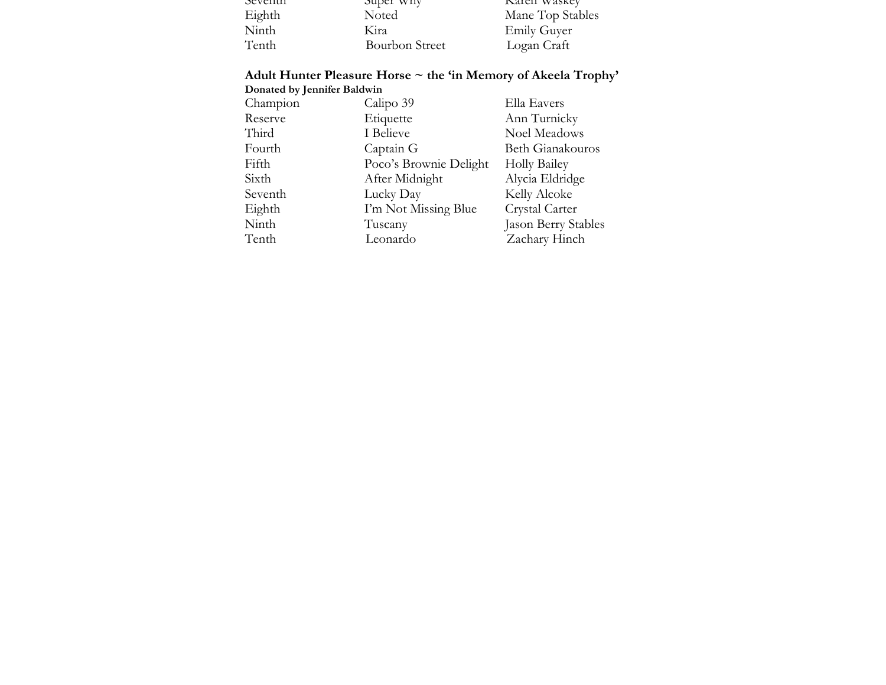| | | |
|---|---|---|
| Seventh | Super Why | Karen Waskey |
| Eighth | Noted | Mane Top Stables |
| Ninth | Kira | Emily Guyer |
| Tenth | Bourbon Street | Logan Craft |

**Adult Hunter Pleasure Horse ~ the 'in Memory of Akeela Trophy'**
**Donated by Jennifer Baldwin**

| | | |
|---|---|---|
| Champion | Calipo 39 | Ella Eavers |
| Reserve | Etiquette | Ann Turnicky |
| Third | I Believe | Noel Meadows |
| Fourth | Captain G | Beth Gianakouros |
| Fifth | Poco's Brownie Delight | Holly Bailey |
| Sixth | After Midnight | Alycia Eldridge |
| Seventh | Lucky Day | Kelly Alcoke |
| Eighth | I'm Not Missing Blue | Crystal Carter |
| Ninth | Tuscany | Jason Berry Stables |
| Tenth | Leonardo | Zachary Hinch |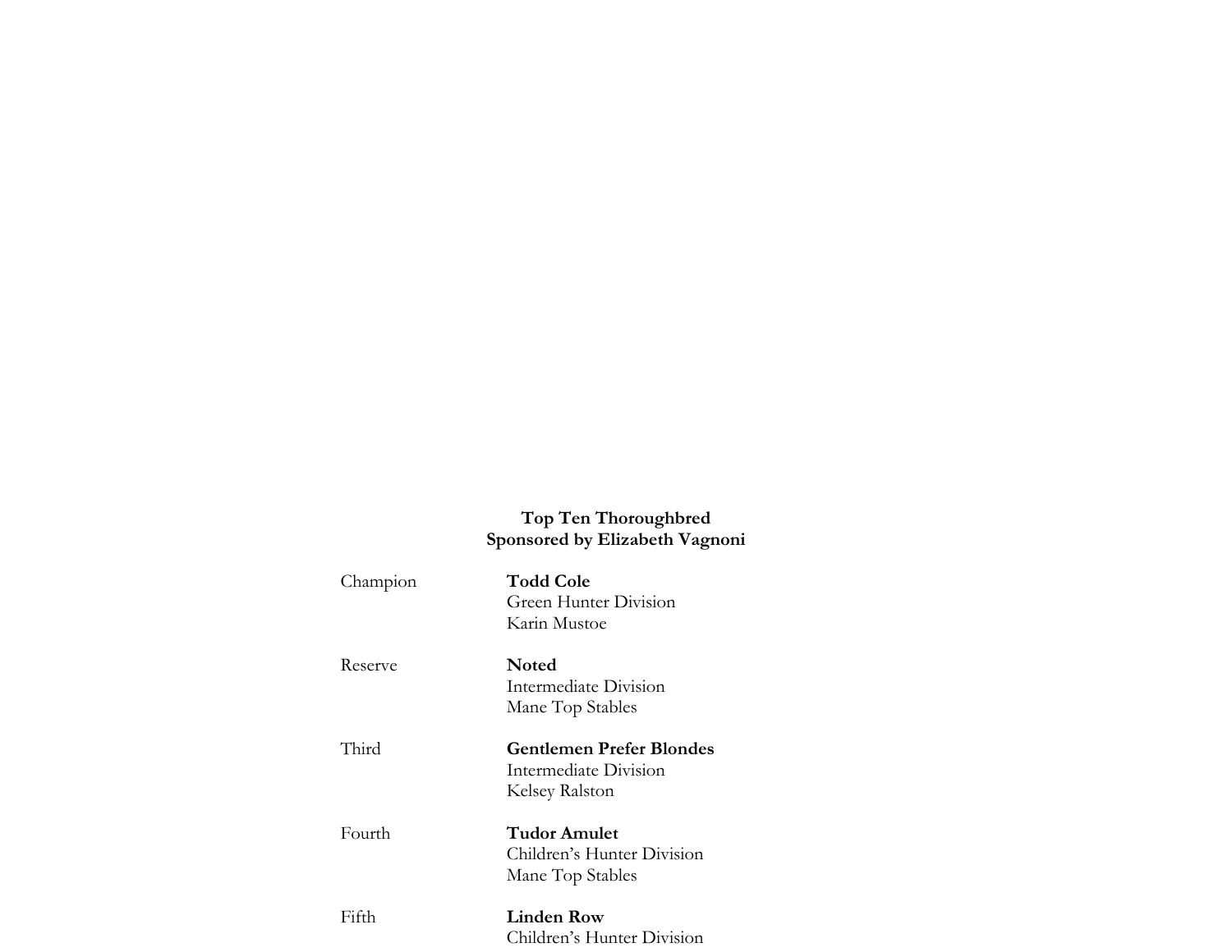**Top Ten Thoroughbred**
**Sponsored by Elizabeth Vagnoni**

| | |
|---|---|
| Champion | **Todd Cole**<br>Green Hunter Division<br>Karin Mustoe |
| Reserve | **Noted**<br>Intermediate Division<br>Mane Top Stables |
| Third | **Gentlemen Prefer Blondes**<br>Intermediate Division<br>Kelsey Ralston |
| Fourth | **Tudor Amulet**<br>Children's Hunter Division<br>Mane Top Stables |
| Fifth | **Linden Row**<br>Children's Hunter Division |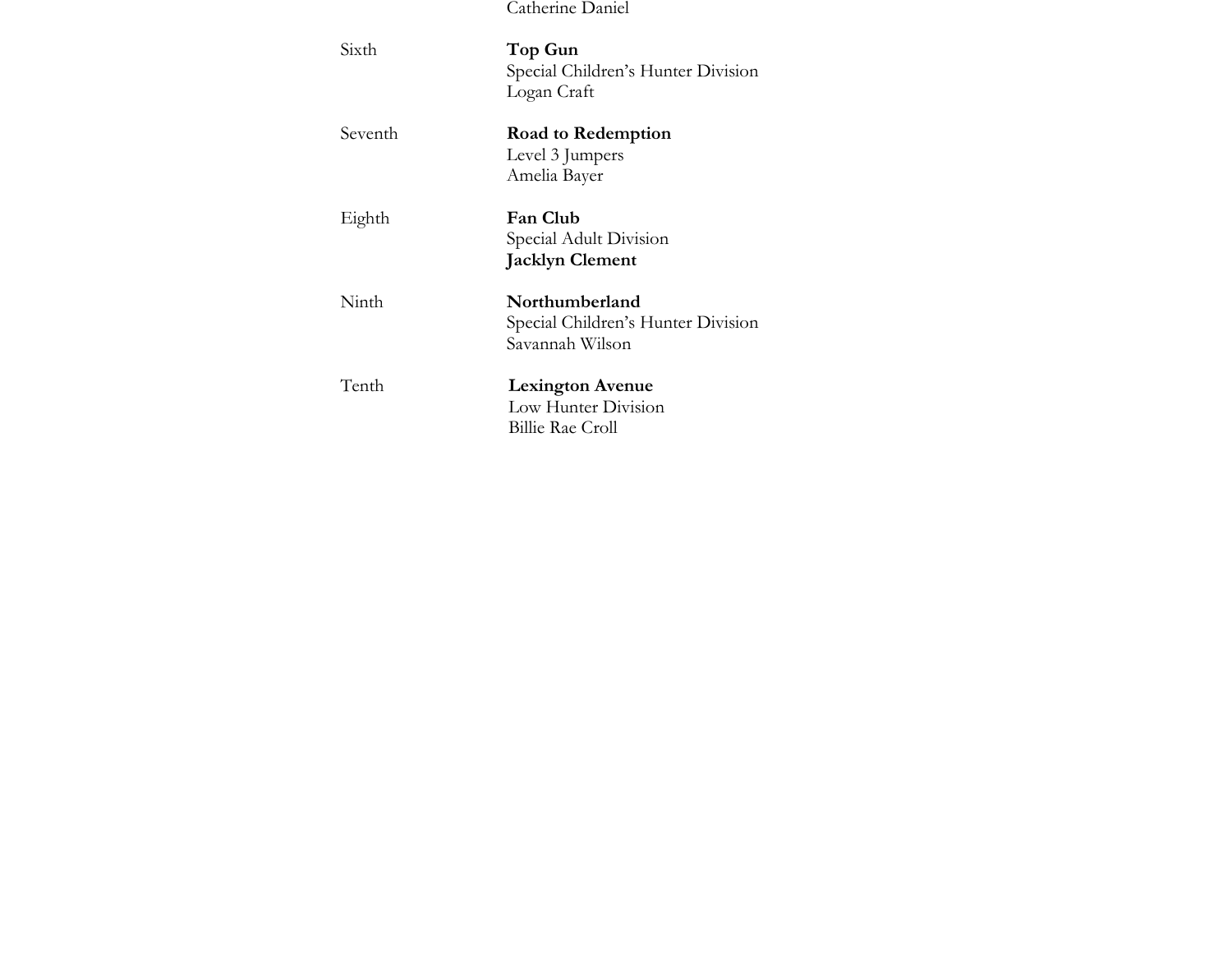Catherine Daniel

Sixth **Top Gun**
Special Children's Hunter Division
Logan Craft

Seventh **Road to Redemption**
Level 3 Jumpers
Amelia Bayer

Eighth **Fan Club**
Special Adult Division
**Jacklyn Clement**

Ninth **Northumberland**
Special Children's Hunter Division
Savannah Wilson

Tenth **Lexington Avenue**
Low Hunter Division
Billie Rae Croll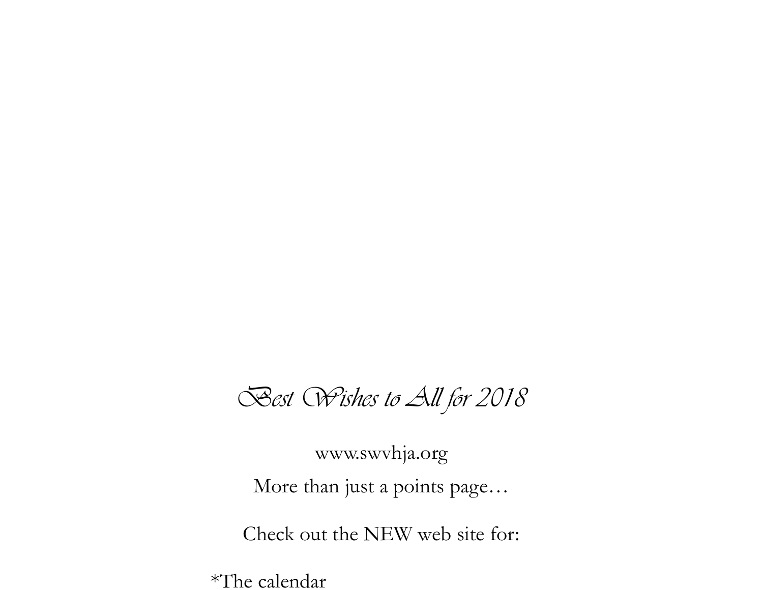*Best Wishes to All for 2018*

www.swvhja.org

More than just a points page…

Check out the NEW web site for:

*The calendar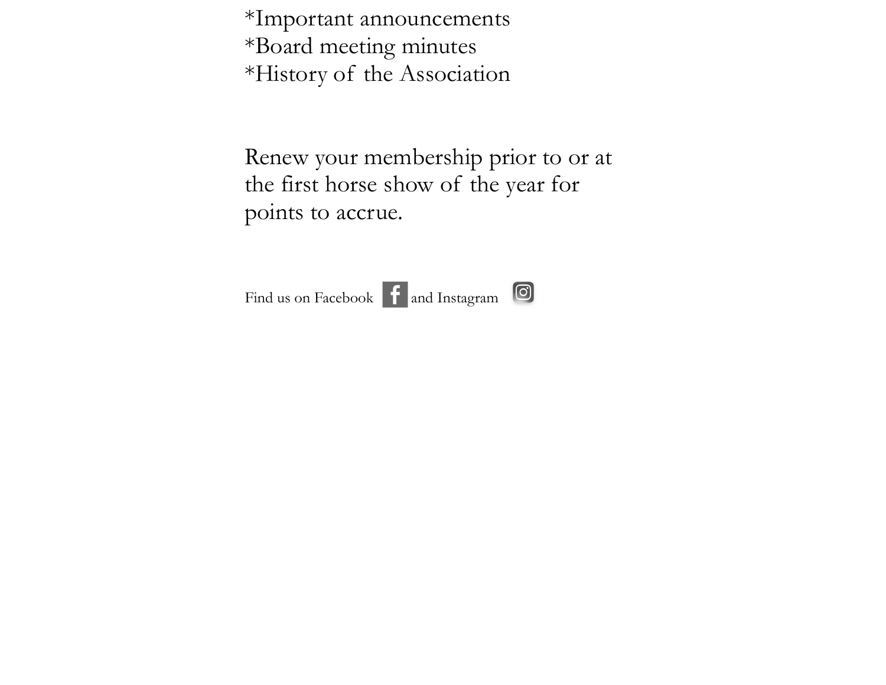*Important announcements
*Board meeting minutes
*History of the Association

Renew your membership prior to or at the first horse show of the year for points to accrue.

Find us on Facebook and Instagram